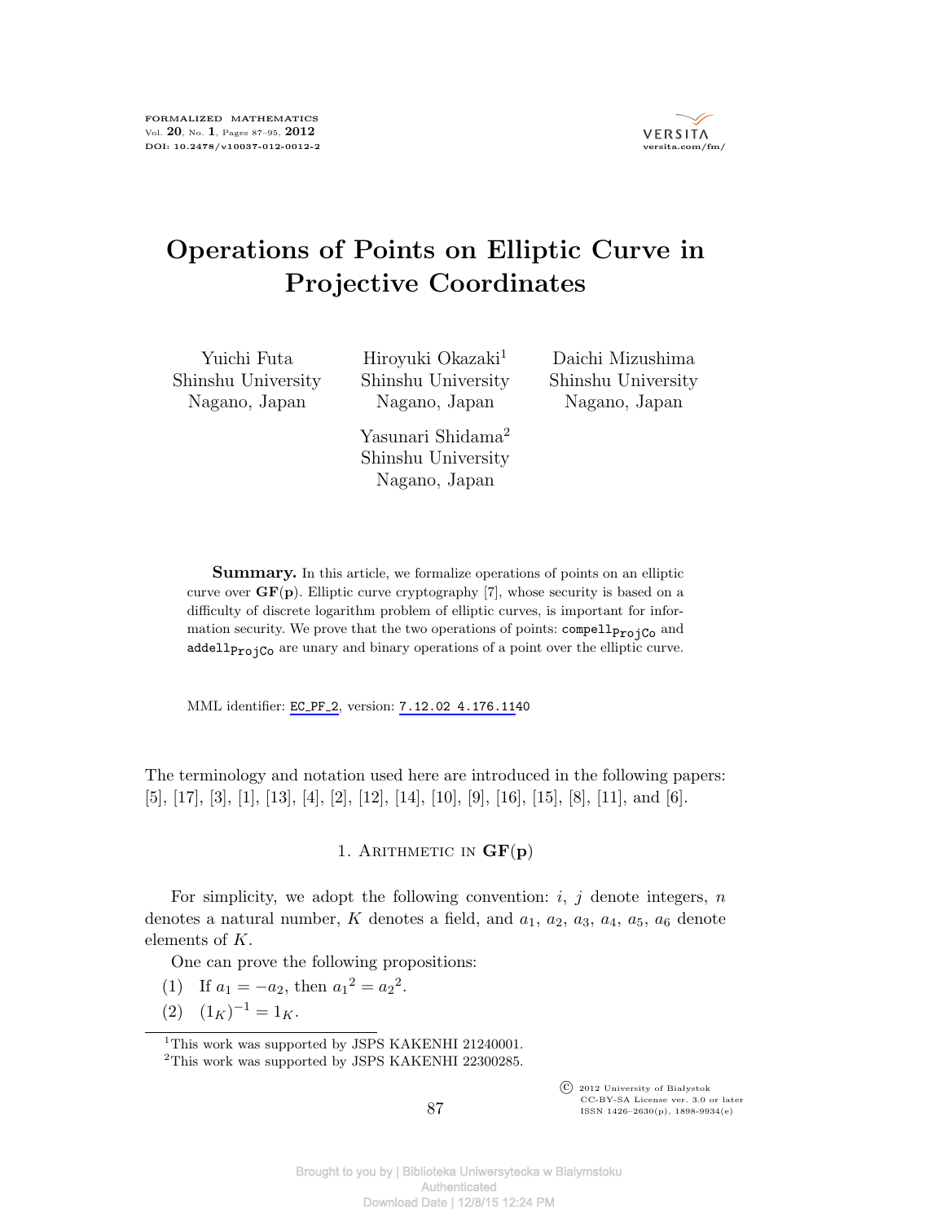# Operations of Points on Elliptic Curve in Projective Coordinates

Yuichi Futa
Shinshu University
Nagano, Japan

Hiroyuki Okazaki[1]
Shinshu University
Nagano, Japan

Daichi Mizushima
Shinshu University
Nagano, Japan

Yasunari Shidama[2]
Shinshu University
Nagano, Japan

**Summary.** In this article, we formalize operations of points on an elliptic curve over **GF(p)**. Elliptic curve cryptography [7], whose security is based on a difficulty of discrete logarithm problem of elliptic curves, is important for information security. We prove that the two operations of points: $\texttt{compell}_{\texttt{ProjCo}}$ and $\texttt{addell}_{\texttt{ProjCo}}$ are unary and binary operations of a point over the elliptic curve.

MML identifier: EC_PF_2, version: 7.12.02 4.176.1140

The terminology and notation used here are introduced in the following papers: [5], [17], [3], [1], [13], [4], [2], [12], [14], [10], [9], [16], [15], [8], [11], and [6].

## 1. Arithmetic in GF(p)

For simplicity, we adopt the following convention: $i$, $j$ denote integers, $n$ denotes a natural number, $K$ denotes a field, and $a_1$, $a_2$, $a_3$, $a_4$, $a_5$, $a_6$ denote elements of $K$.

One can prove the following propositions:

(1) If $a_1 = -a_2$, then $a_1{}^2 = a_2{}^2$.

(2) $(1_K)^{-1} = 1_K$.

[1] This work was supported by JSPS KAKENHI 21240001.

[2] This work was supported by JSPS KAKENHI 22300285.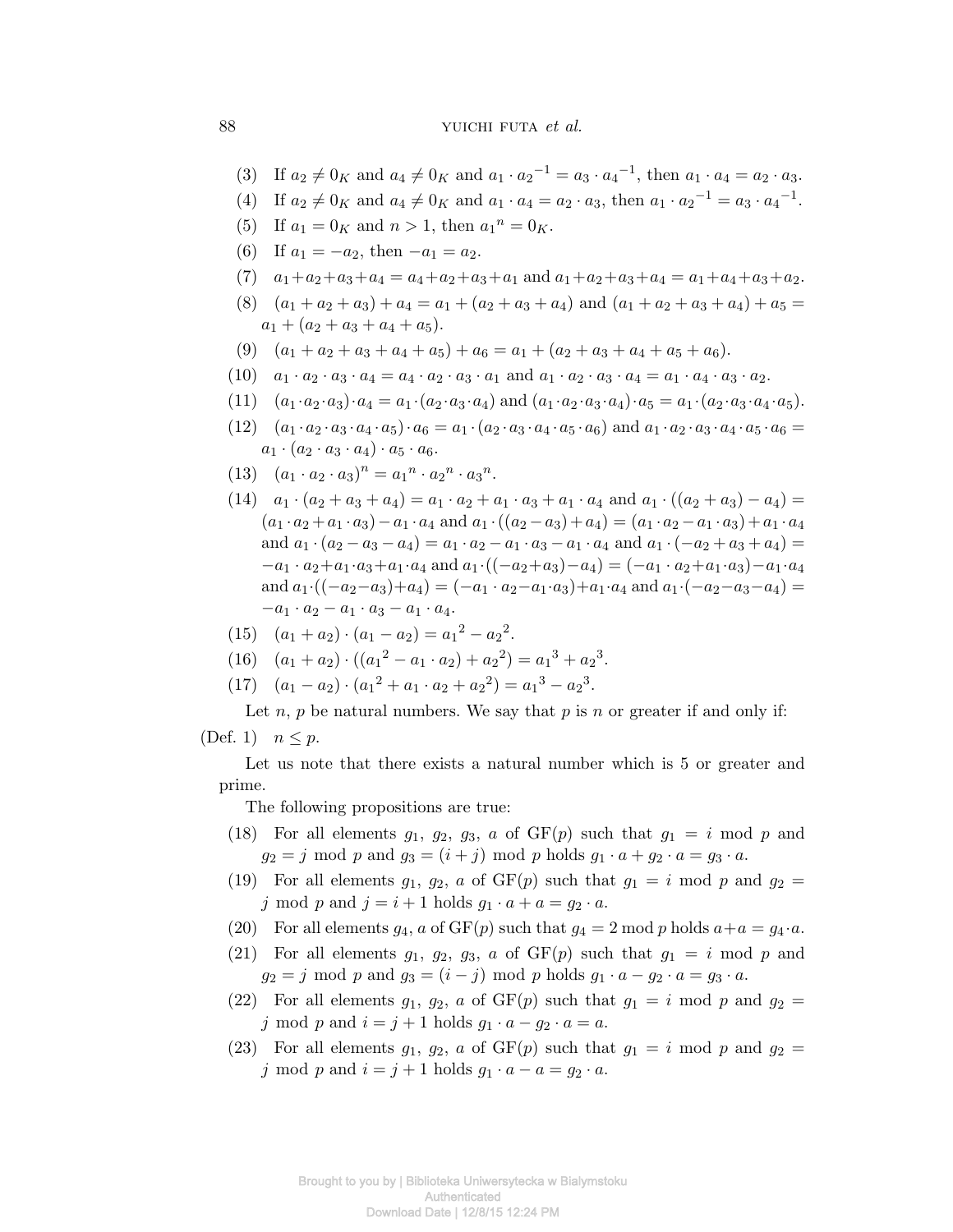(3) If $a_2 \neq 0_K$ and $a_4 \neq 0_K$ and $a_1 \cdot {a_2}^{-1} = a_3 \cdot {a_4}^{-1}$, then $a_1 \cdot a_4 = a_2 \cdot a_3$.

(4) If $a_2 \neq 0_K$ and $a_4 \neq 0_K$ and $a_1 \cdot a_4 = a_2 \cdot a_3$, then $a_1 \cdot {a_2}^{-1} = a_3 \cdot {a_4}^{-1}$.

(5) If $a_1 = 0_K$ and $n > 1$, then ${a_1}^n = 0_K$.

(6) If $a_1 = -a_2$, then $-a_1 = a_2$.

(7) $a_1+a_2+a_3+a_4 = a_4+a_2+a_3+a_1$ and $a_1+a_2+a_3+a_4 = a_1+a_4+a_3+a_2$.

(8) $(a_1 + a_2 + a_3) + a_4 = a_1 + (a_2 + a_3 + a_4)$ and $(a_1 + a_2 + a_3 + a_4) + a_5 = a_1 + (a_2 + a_3 + a_4 + a_5)$.

(9) $(a_1 + a_2 + a_3 + a_4 + a_5) + a_6 = a_1 + (a_2 + a_3 + a_4 + a_5 + a_6)$.

(10) $a_1 \cdot a_2 \cdot a_3 \cdot a_4 = a_4 \cdot a_2 \cdot a_3 \cdot a_1$ and $a_1 \cdot a_2 \cdot a_3 \cdot a_4 = a_1 \cdot a_4 \cdot a_3 \cdot a_2$.

(11) $(a_1 \cdot a_2 \cdot a_3) \cdot a_4 = a_1 \cdot (a_2 \cdot a_3 \cdot a_4)$ and $(a_1 \cdot a_2 \cdot a_3 \cdot a_4) \cdot a_5 = a_1 \cdot (a_2 \cdot a_3 \cdot a_4 \cdot a_5)$.

(12) $(a_1 \cdot a_2 \cdot a_3 \cdot a_4 \cdot a_5) \cdot a_6 = a_1 \cdot (a_2 \cdot a_3 \cdot a_4 \cdot a_5 \cdot a_6)$ and $a_1 \cdot a_2 \cdot a_3 \cdot a_4 \cdot a_5 \cdot a_6 = a_1 \cdot (a_2 \cdot a_3 \cdot a_4) \cdot a_5 \cdot a_6$.

(13) $(a_1 \cdot a_2 \cdot a_3)^n = {a_1}^n \cdot {a_2}^n \cdot {a_3}^n$.

(14) $a_1 \cdot (a_2 + a_3 + a_4) = a_1 \cdot a_2 + a_1 \cdot a_3 + a_1 \cdot a_4$ and $a_1 \cdot ((a_2 + a_3) - a_4) = (a_1 \cdot a_2 + a_1 \cdot a_3) - a_1 \cdot a_4$ and $a_1 \cdot ((a_2 - a_3) + a_4) = (a_1 \cdot a_2 - a_1 \cdot a_3) + a_1 \cdot a_4$ and $a_1 \cdot (a_2 - a_3 - a_4) = a_1 \cdot a_2 - a_1 \cdot a_3 - a_1 \cdot a_4$ and $a_1 \cdot (-a_2 + a_3 + a_4) = -a_1 \cdot a_2 + a_1 \cdot a_3 + a_1 \cdot a_4$ and $a_1 \cdot ((-a_2 + a_3) - a_4) = (-a_1 \cdot a_2 + a_1 \cdot a_3) - a_1 \cdot a_4$ and $a_1 \cdot ((-a_2 - a_3) + a_4) = (-a_1 \cdot a_2 - a_1 \cdot a_3) + a_1 \cdot a_4$ and $a_1 \cdot (-a_2 - a_3 - a_4) = -a_1 \cdot a_2 - a_1 \cdot a_3 - a_1 \cdot a_4$.

(15) $(a_1 + a_2) \cdot (a_1 - a_2) = {a_1}^2 - {a_2}^2$.

(16) $(a_1 + a_2) \cdot (({a_1}^2 - a_1 \cdot a_2) + {a_2}^2) = {a_1}^3 + {a_2}^3$.

(17) $(a_1 - a_2) \cdot ({a_1}^2 + a_1 \cdot a_2 + {a_2}^2) = {a_1}^3 - {a_2}^3$.

Let $n$, $p$ be natural numbers. We say that $p$ is $n$ or greater if and only if:

(Def. 1) $n \leq p$.

Let us note that there exists a natural number which is 5 or greater and prime.

The following propositions are true:

(18) For all elements $g_1$, $g_2$, $g_3$, $a$ of $\mathrm{GF}(p)$ such that $g_1 = i \bmod p$ and $g_2 = j \bmod p$ and $g_3 = (i + j) \bmod p$ holds $g_1 \cdot a + g_2 \cdot a = g_3 \cdot a$.

(19) For all elements $g_1$, $g_2$, $a$ of $\mathrm{GF}(p)$ such that $g_1 = i \bmod p$ and $g_2 = j \bmod p$ and $j = i + 1$ holds $g_1 \cdot a + a = g_2 \cdot a$.

(20) For all elements $g_4$, $a$ of $\mathrm{GF}(p)$ such that $g_4 = 2 \bmod p$ holds $a + a = g_4 \cdot a$.

(21) For all elements $g_1$, $g_2$, $g_3$, $a$ of $\mathrm{GF}(p)$ such that $g_1 = i \bmod p$ and $g_2 = j \bmod p$ and $g_3 = (i - j) \bmod p$ holds $g_1 \cdot a - g_2 \cdot a = g_3 \cdot a$.

(22) For all elements $g_1$, $g_2$, $a$ of $\mathrm{GF}(p)$ such that $g_1 = i \bmod p$ and $g_2 = j \bmod p$ and $i = j + 1$ holds $g_1 \cdot a - g_2 \cdot a = a$.

(23) For all elements $g_1$, $g_2$, $a$ of $\mathrm{GF}(p)$ such that $g_1 = i \bmod p$ and $g_2 = j \bmod p$ and $i = j + 1$ holds $g_1 \cdot a - a = g_2 \cdot a$.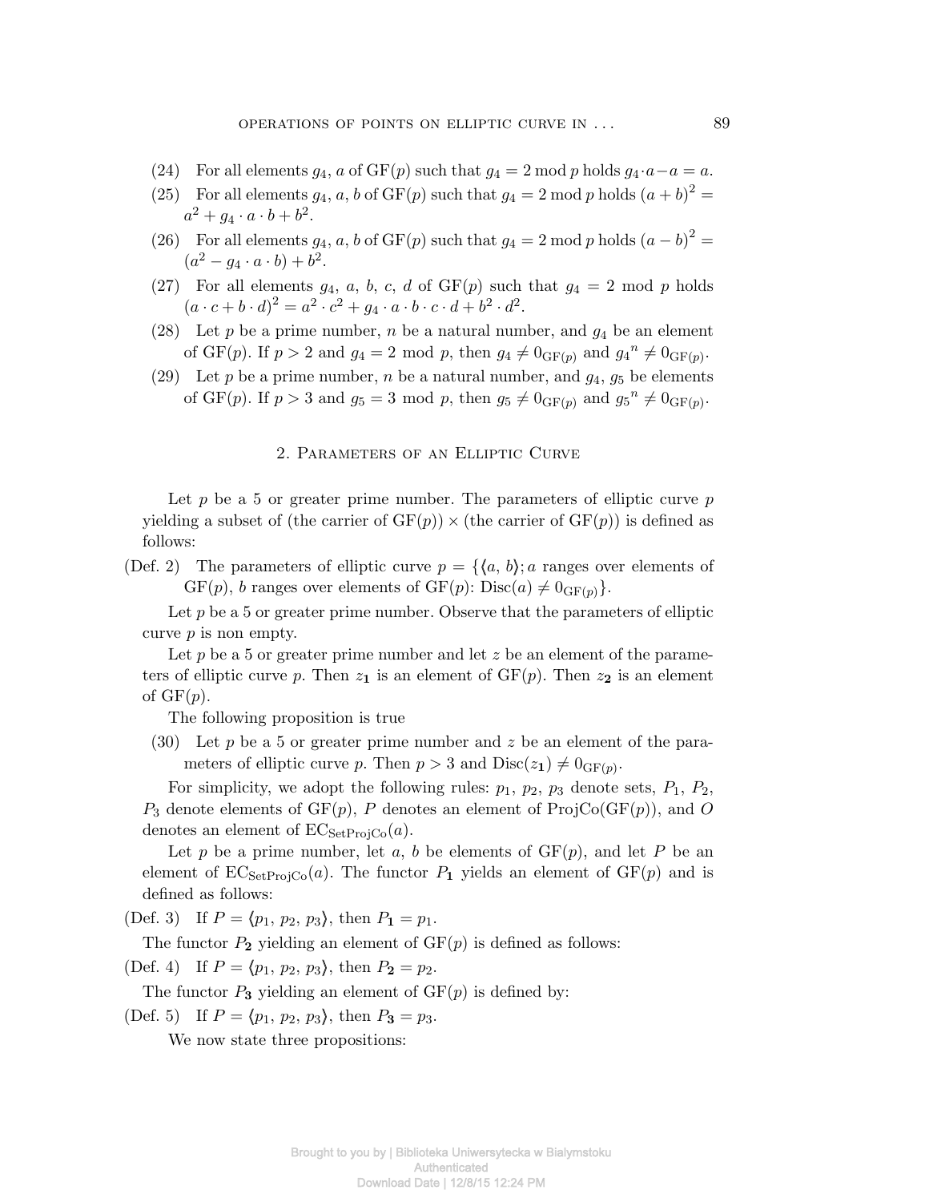(24) For all elements $g_4$, $a$ of $\mathrm{GF}(p)$ such that $g_4 = 2 \bmod p$ holds $g_4 \cdot a - a = a$.

(25) For all elements $g_4$, $a$, $b$ of $\mathrm{GF}(p)$ such that $g_4 = 2 \bmod p$ holds $(a+b)^2 = a^2 + g_4 \cdot a \cdot b + b^2$.

(26) For all elements $g_4$, $a$, $b$ of $\mathrm{GF}(p)$ such that $g_4 = 2 \bmod p$ holds $(a-b)^2 = (a^2 - g_4 \cdot a \cdot b) + b^2$.

(27) For all elements $g_4$, $a$, $b$, $c$, $d$ of $\mathrm{GF}(p)$ such that $g_4 = 2 \bmod p$ holds $(a \cdot c + b \cdot d)^2 = a^2 \cdot c^2 + g_4 \cdot a \cdot b \cdot c \cdot d + b^2 \cdot d^2$.

(28) Let $p$ be a prime number, $n$ be a natural number, and $g_4$ be an element of $\mathrm{GF}(p)$. If $p > 2$ and $g_4 = 2 \bmod p$, then $g_4 \neq 0_{\mathrm{GF}(p)}$ and ${g_4}^n \neq 0_{\mathrm{GF}(p)}$.

(29) Let $p$ be a prime number, $n$ be a natural number, and $g_4$, $g_5$ be elements of $\mathrm{GF}(p)$. If $p > 3$ and $g_5 = 3 \bmod p$, then $g_5 \neq 0_{\mathrm{GF}(p)}$ and ${g_5}^n \neq 0_{\mathrm{GF}(p)}$.

## 2. Parameters of an Elliptic Curve

Let $p$ be a 5 or greater prime number. The parameters of elliptic curve $p$ yielding a subset of (the carrier of $\mathrm{GF}(p)$) $\times$ (the carrier of $\mathrm{GF}(p)$) is defined as follows:

(Def. 2) The parameters of elliptic curve $p = \{\langle a, b\rangle; a$ ranges over elements of $\mathrm{GF}(p)$, $b$ ranges over elements of $\mathrm{GF}(p)$: $\mathrm{Disc}(a) \neq 0_{\mathrm{GF}(p)}\}$.

Let $p$ be a 5 or greater prime number. Observe that the parameters of elliptic curve $p$ is non empty.

Let $p$ be a 5 or greater prime number and let $z$ be an element of the parameters of elliptic curve $p$. Then $z_{\mathbf{1}}$ is an element of $\mathrm{GF}(p)$. Then $z_{\mathbf{2}}$ is an element of $\mathrm{GF}(p)$.

The following proposition is true

(30) Let $p$ be a 5 or greater prime number and $z$ be an element of the parameters of elliptic curve $p$. Then $p > 3$ and $\mathrm{Disc}(z_{\mathbf{1}}) \neq 0_{\mathrm{GF}(p)}$.

For simplicity, we adopt the following rules: $p_1$, $p_2$, $p_3$ denote sets, $P_1$, $P_2$, $P_3$ denote elements of $\mathrm{GF}(p)$, $P$ denotes an element of $\mathrm{ProjCo}(\mathrm{GF}(p))$, and $O$ denotes an element of $\mathrm{EC}_{\mathrm{SetProjCo}}(a)$.

Let $p$ be a prime number, let $a$, $b$ be elements of $\mathrm{GF}(p)$, and let $P$ be an element of $\mathrm{EC}_{\mathrm{SetProjCo}}(a)$. The functor $P_{\mathbf{1}}$ yields an element of $\mathrm{GF}(p)$ and is defined as follows:

(Def. 3) If $P = \langle p_1, p_2, p_3\rangle$, then $P_{\mathbf{1}} = p_1$.

The functor $P_{\mathbf{2}}$ yielding an element of $\mathrm{GF}(p)$ is defined as follows:

(Def. 4) If $P = \langle p_1, p_2, p_3\rangle$, then $P_{\mathbf{2}} = p_2$.

The functor $P_{\mathbf{3}}$ yielding an element of $\mathrm{GF}(p)$ is defined by:

(Def. 5) If $P = \langle p_1, p_2, p_3\rangle$, then $P_{\mathbf{3}} = p_3$.

We now state three propositions: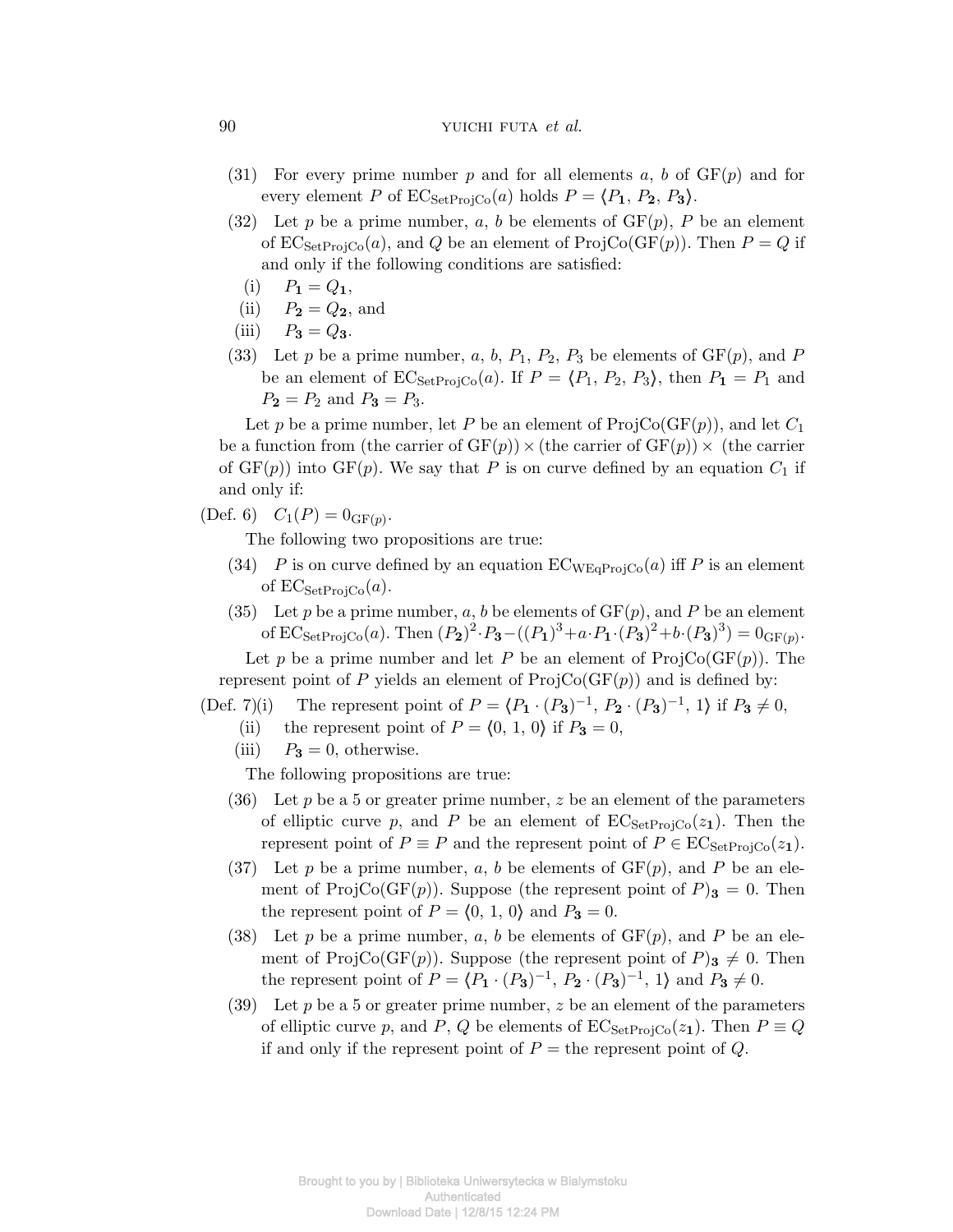(31) For every prime number $p$ and for all elements $a$, $b$ of $\mathrm{GF}(p)$ and for every element $P$ of $\mathrm{EC}_{\mathrm{SetProjCo}}(a)$ holds $P = \langle P_{\mathbf{1}}, P_{\mathbf{2}}, P_{\mathbf{3}} \rangle$.

(32) Let $p$ be a prime number, $a$, $b$ be elements of $\mathrm{GF}(p)$, $P$ be an element of $\mathrm{EC}_{\mathrm{SetProjCo}}(a)$, and $Q$ be an element of $\mathrm{ProjCo}(\mathrm{GF}(p))$. Then $P = Q$ if and only if the following conditions are satisfied:

- (i) $P_{\mathbf{1}} = Q_{\mathbf{1}}$,
- (ii) $P_{\mathbf{2}} = Q_{\mathbf{2}}$, and
- (iii) $P_{\mathbf{3}} = Q_{\mathbf{3}}$.

(33) Let $p$ be a prime number, $a$, $b$, $P_1$, $P_2$, $P_3$ be elements of $\mathrm{GF}(p)$, and $P$ be an element of $\mathrm{EC}_{\mathrm{SetProjCo}}(a)$. If $P = \langle P_1, P_2, P_3 \rangle$, then $P_{\mathbf{1}} = P_1$ and $P_{\mathbf{2}} = P_2$ and $P_{\mathbf{3}} = P_3$.

Let $p$ be a prime number, let $P$ be an element of $\mathrm{ProjCo}(\mathrm{GF}(p))$, and let $C_1$ be a function from (the carrier of $\mathrm{GF}(p)$) $\times$ (the carrier of $\mathrm{GF}(p)$) $\times$ (the carrier of $\mathrm{GF}(p)$) into $\mathrm{GF}(p)$. We say that $P$ is on curve defined by an equation $C_1$ if and only if:

(Def. 6) $C_1(P) = 0_{\mathrm{GF}(p)}$.

The following two propositions are true:

(34) $P$ is on curve defined by an equation $\mathrm{EC}_{\mathrm{WEqProjCo}}(a)$ iff $P$ is an element of $\mathrm{EC}_{\mathrm{SetProjCo}}(a)$.

(35) Let $p$ be a prime number, $a$, $b$ be elements of $\mathrm{GF}(p)$, and $P$ be an element of $\mathrm{EC}_{\mathrm{SetProjCo}}(a)$. Then $(P_{\mathbf{2}})^2 \cdot P_{\mathbf{3}} - ((P_{\mathbf{1}})^3 + a \cdot P_{\mathbf{1}} \cdot (P_{\mathbf{3}})^2 + b \cdot (P_{\mathbf{3}})^3) = 0_{\mathrm{GF}(p)}$.

Let $p$ be a prime number and let $P$ be an element of $\mathrm{ProjCo}(\mathrm{GF}(p))$. The represent point of $P$ yields an element of $\mathrm{ProjCo}(\mathrm{GF}(p))$ and is defined by:

(Def. 7)(i) The represent point of $P = \langle P_{\mathbf{1}} \cdot (P_{\mathbf{3}})^{-1}, P_{\mathbf{2}} \cdot (P_{\mathbf{3}})^{-1}, 1 \rangle$ if $P_{\mathbf{3}} \neq 0$,

(ii) the represent point of $P = \langle 0, 1, 0 \rangle$ if $P_{\mathbf{3}} = 0$,

(iii) $P_{\mathbf{3}} = 0$, otherwise.

The following propositions are true:

(36) Let $p$ be a 5 or greater prime number, $z$ be an element of the parameters of elliptic curve $p$, and $P$ be an element of $\mathrm{EC}_{\mathrm{SetProjCo}}(z_{\mathbf{1}})$. Then the represent point of $P \equiv P$ and the represent point of $P \in \mathrm{EC}_{\mathrm{SetProjCo}}(z_{\mathbf{1}})$.

(37) Let $p$ be a prime number, $a$, $b$ be elements of $\mathrm{GF}(p)$, and $P$ be an element of $\mathrm{ProjCo}(\mathrm{GF}(p))$. Suppose (the represent point of $P)_{\mathbf{3}} = 0$. Then the represent point of $P = \langle 0, 1, 0 \rangle$ and $P_{\mathbf{3}} = 0$.

(38) Let $p$ be a prime number, $a$, $b$ be elements of $\mathrm{GF}(p)$, and $P$ be an element of $\mathrm{ProjCo}(\mathrm{GF}(p))$. Suppose (the represent point of $P)_{\mathbf{3}} \neq 0$. Then the represent point of $P = \langle P_{\mathbf{1}} \cdot (P_{\mathbf{3}})^{-1}, P_{\mathbf{2}} \cdot (P_{\mathbf{3}})^{-1}, 1 \rangle$ and $P_{\mathbf{3}} \neq 0$.

(39) Let $p$ be a 5 or greater prime number, $z$ be an element of the parameters of elliptic curve $p$, and $P$, $Q$ be elements of $\mathrm{EC}_{\mathrm{SetProjCo}}(z_{\mathbf{1}})$. Then $P \equiv Q$ if and only if the represent point of $P =$ the represent point of $Q$.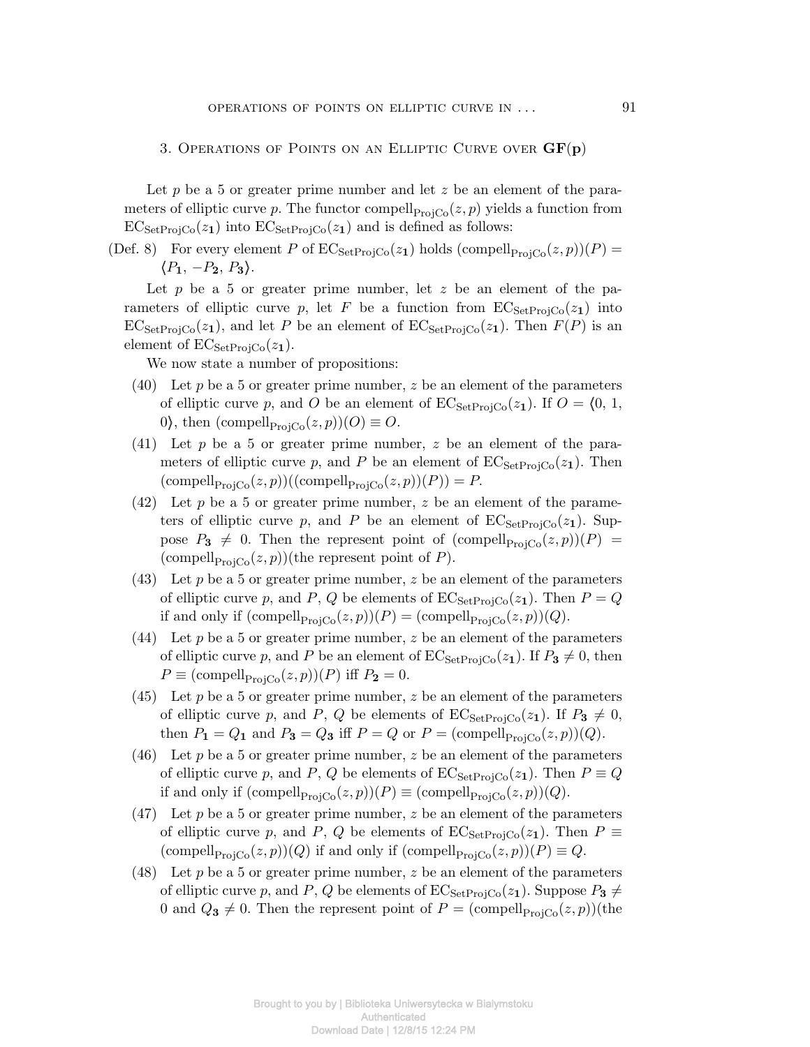## 3. Operations of Points on an Elliptic Curve over $\mathbf{GF(p)}$

Let $p$ be a 5 or greater prime number and let $z$ be an element of the parameters of elliptic curve $p$. The functor $\mathrm{compell}_{\mathrm{ProjCo}}(z, p)$ yields a function from $\mathrm{EC}_{\mathrm{SetProjCo}}(z_{\mathbf{1}})$ into $\mathrm{EC}_{\mathrm{SetProjCo}}(z_{\mathbf{1}})$ and is defined as follows:

(Def. 8) For every element $P$ of $\mathrm{EC}_{\mathrm{SetProjCo}}(z_{\mathbf{1}})$ holds $(\mathrm{compell}_{\mathrm{ProjCo}}(z, p))(P) = \langle P_{\mathbf{1}}, -P_{\mathbf{2}}, P_{\mathbf{3}} \rangle$.

Let $p$ be a 5 or greater prime number, let $z$ be an element of the parameters of elliptic curve $p$, let $F$ be a function from $\mathrm{EC}_{\mathrm{SetProjCo}}(z_{\mathbf{1}})$ into $\mathrm{EC}_{\mathrm{SetProjCo}}(z_{\mathbf{1}})$, and let $P$ be an element of $\mathrm{EC}_{\mathrm{SetProjCo}}(z_{\mathbf{1}})$. Then $F(P)$ is an element of $\mathrm{EC}_{\mathrm{SetProjCo}}(z_{\mathbf{1}})$.

We now state a number of propositions:

(40) Let $p$ be a 5 or greater prime number, $z$ be an element of the parameters of elliptic curve $p$, and $O$ be an element of $\mathrm{EC}_{\mathrm{SetProjCo}}(z_{\mathbf{1}})$. If $O = \langle 0, 1, 0 \rangle$, then $(\mathrm{compell}_{\mathrm{ProjCo}}(z, p))(O) \equiv O$.

(41) Let $p$ be a 5 or greater prime number, $z$ be an element of the parameters of elliptic curve $p$, and $P$ be an element of $\mathrm{EC}_{\mathrm{SetProjCo}}(z_{\mathbf{1}})$. Then $(\mathrm{compell}_{\mathrm{ProjCo}}(z, p))((\mathrm{compell}_{\mathrm{ProjCo}}(z, p))(P)) = P$.

(42) Let $p$ be a 5 or greater prime number, $z$ be an element of the parameters of elliptic curve $p$, and $P$ be an element of $\mathrm{EC}_{\mathrm{SetProjCo}}(z_{\mathbf{1}})$. Suppose $P_{\mathbf{3}} \neq 0$. Then the represent point of $(\mathrm{compell}_{\mathrm{ProjCo}}(z, p))(P) = (\mathrm{compell}_{\mathrm{ProjCo}}(z, p))$(the represent point of $P$).

(43) Let $p$ be a 5 or greater prime number, $z$ be an element of the parameters of elliptic curve $p$, and $P$, $Q$ be elements of $\mathrm{EC}_{\mathrm{SetProjCo}}(z_{\mathbf{1}})$. Then $P = Q$ if and only if $(\mathrm{compell}_{\mathrm{ProjCo}}(z, p))(P) = (\mathrm{compell}_{\mathrm{ProjCo}}(z, p))(Q)$.

(44) Let $p$ be a 5 or greater prime number, $z$ be an element of the parameters of elliptic curve $p$, and $P$ be an element of $\mathrm{EC}_{\mathrm{SetProjCo}}(z_{\mathbf{1}})$. If $P_{\mathbf{3}} \neq 0$, then $P \equiv (\mathrm{compell}_{\mathrm{ProjCo}}(z, p))(P)$ iff $P_{\mathbf{2}} = 0$.

(45) Let $p$ be a 5 or greater prime number, $z$ be an element of the parameters of elliptic curve $p$, and $P$, $Q$ be elements of $\mathrm{EC}_{\mathrm{SetProjCo}}(z_{\mathbf{1}})$. If $P_{\mathbf{3}} \neq 0$, then $P_{\mathbf{1}} = Q_{\mathbf{1}}$ and $P_{\mathbf{3}} = Q_{\mathbf{3}}$ iff $P = Q$ or $P = (\mathrm{compell}_{\mathrm{ProjCo}}(z, p))(Q)$.

(46) Let $p$ be a 5 or greater prime number, $z$ be an element of the parameters of elliptic curve $p$, and $P$, $Q$ be elements of $\mathrm{EC}_{\mathrm{SetProjCo}}(z_{\mathbf{1}})$. Then $P \equiv Q$ if and only if $(\mathrm{compell}_{\mathrm{ProjCo}}(z, p))(P) \equiv (\mathrm{compell}_{\mathrm{ProjCo}}(z, p))(Q)$.

(47) Let $p$ be a 5 or greater prime number, $z$ be an element of the parameters of elliptic curve $p$, and $P$, $Q$ be elements of $\mathrm{EC}_{\mathrm{SetProjCo}}(z_{\mathbf{1}})$. Then $P \equiv (\mathrm{compell}_{\mathrm{ProjCo}}(z, p))(Q)$ if and only if $(\mathrm{compell}_{\mathrm{ProjCo}}(z, p))(P) \equiv Q$.

(48) Let $p$ be a 5 or greater prime number, $z$ be an element of the parameters of elliptic curve $p$, and $P$, $Q$ be elements of $\mathrm{EC}_{\mathrm{SetProjCo}}(z_{\mathbf{1}})$. Suppose $P_{\mathbf{3}} \neq 0$ and $Q_{\mathbf{3}} \neq 0$. Then the represent point of $P = (\mathrm{compell}_{\mathrm{ProjCo}}(z, p))$(the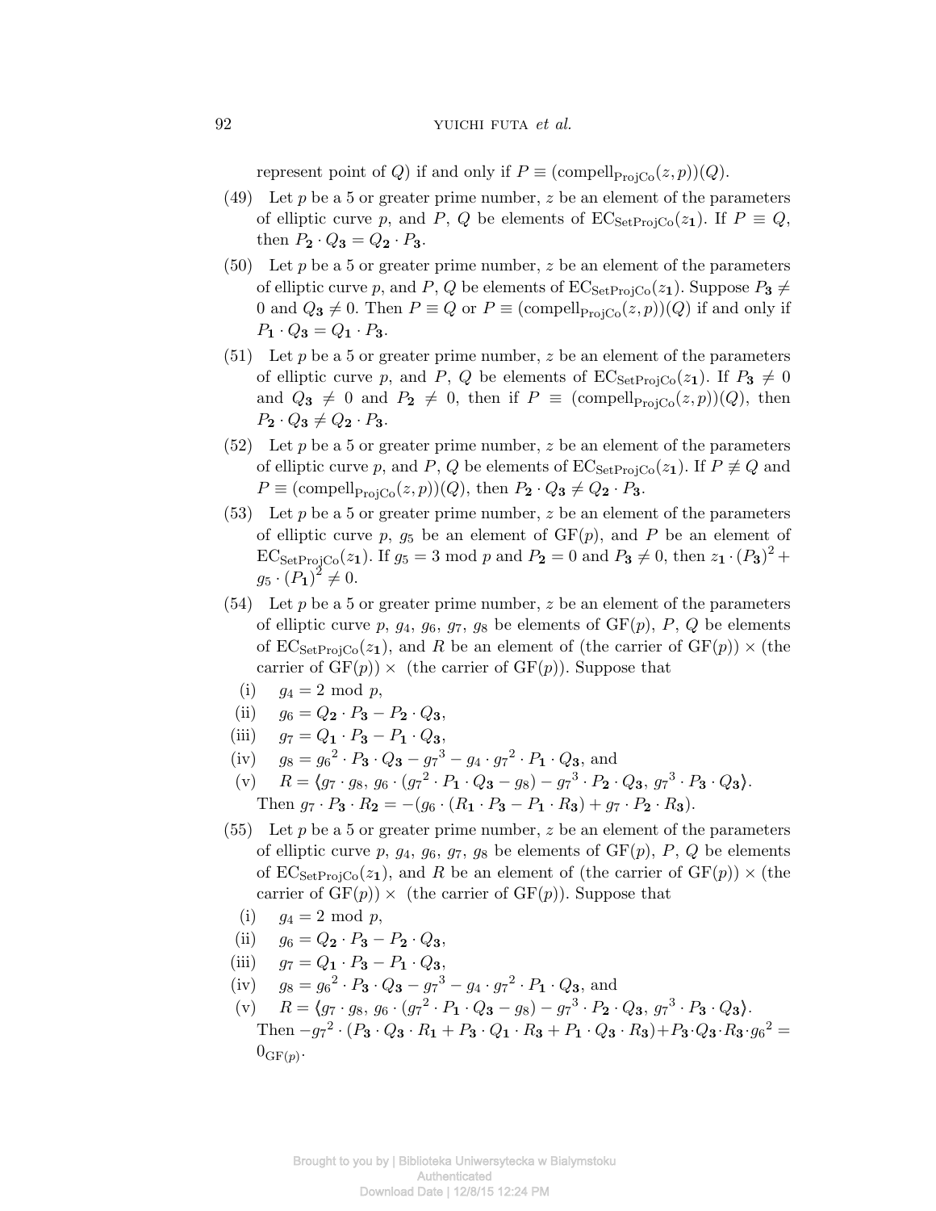represent point of $Q$) if and only if $P \equiv (\mathrm{compell}_{\mathrm{ProjCo}}(z,p))(Q)$.

(49) Let $p$ be a 5 or greater prime number, $z$ be an element of the parameters of elliptic curve $p$, and $P$, $Q$ be elements of $\mathrm{EC}_{\mathrm{SetProjCo}}(z_{\mathbf{1}})$. If $P \equiv Q$, then $P_{\mathbf{2}} \cdot Q_{\mathbf{3}} = Q_{\mathbf{2}} \cdot P_{\mathbf{3}}$.

(50) Let $p$ be a 5 or greater prime number, $z$ be an element of the parameters of elliptic curve $p$, and $P$, $Q$ be elements of $\mathrm{EC}_{\mathrm{SetProjCo}}(z_{\mathbf{1}})$. Suppose $P_{\mathbf{3}} \neq 0$ and $Q_{\mathbf{3}} \neq 0$. Then $P \equiv Q$ or $P \equiv (\mathrm{compell}_{\mathrm{ProjCo}}(z,p))(Q)$ if and only if $P_{\mathbf{1}} \cdot Q_{\mathbf{3}} = Q_{\mathbf{1}} \cdot P_{\mathbf{3}}$.

(51) Let $p$ be a 5 or greater prime number, $z$ be an element of the parameters of elliptic curve $p$, and $P$, $Q$ be elements of $\mathrm{EC}_{\mathrm{SetProjCo}}(z_{\mathbf{1}})$. If $P_{\mathbf{3}} \neq 0$ and $Q_{\mathbf{3}} \neq 0$ and $P_{\mathbf{2}} \neq 0$, then if $P \equiv (\mathrm{compell}_{\mathrm{ProjCo}}(z,p))(Q)$, then $P_{\mathbf{2}} \cdot Q_{\mathbf{3}} \neq Q_{\mathbf{2}} \cdot P_{\mathbf{3}}$.

(52) Let $p$ be a 5 or greater prime number, $z$ be an element of the parameters of elliptic curve $p$, and $P$, $Q$ be elements of $\mathrm{EC}_{\mathrm{SetProjCo}}(z_{\mathbf{1}})$. If $P \not\equiv Q$ and $P \equiv (\mathrm{compell}_{\mathrm{ProjCo}}(z,p))(Q)$, then $P_{\mathbf{2}} \cdot Q_{\mathbf{3}} \neq Q_{\mathbf{2}} \cdot P_{\mathbf{3}}$.

(53) Let $p$ be a 5 or greater prime number, $z$ be an element of the parameters of elliptic curve $p$, $g_5$ be an element of $\mathrm{GF}(p)$, and $P$ be an element of $\mathrm{EC}_{\mathrm{SetProjCo}}(z_{\mathbf{1}})$. If $g_5 = 3 \bmod p$ and $P_{\mathbf{2}} = 0$ and $P_{\mathbf{3}} \neq 0$, then $z_{\mathbf{1}} \cdot (P_{\mathbf{3}})^2 + g_5 \cdot (P_{\mathbf{1}})^2 \neq 0$.

(54) Let $p$ be a 5 or greater prime number, $z$ be an element of the parameters of elliptic curve $p$, $g_4$, $g_6$, $g_7$, $g_8$ be elements of $\mathrm{GF}(p)$, $P$, $Q$ be elements of $\mathrm{EC}_{\mathrm{SetProjCo}}(z_{\mathbf{1}})$, and $R$ be an element of (the carrier of $\mathrm{GF}(p)$) $\times$ (the carrier of $\mathrm{GF}(p)$) $\times$ (the carrier of $\mathrm{GF}(p)$). Suppose that

(i) $g_4 = 2 \bmod p$,

(ii) $g_6 = Q_{\mathbf{2}} \cdot P_{\mathbf{3}} - P_{\mathbf{2}} \cdot Q_{\mathbf{3}}$,

(iii) $g_7 = Q_{\mathbf{1}} \cdot P_{\mathbf{3}} - P_{\mathbf{1}} \cdot Q_{\mathbf{3}}$,

(iv) $g_8 = {g_6}^2 \cdot P_{\mathbf{3}} \cdot Q_{\mathbf{3}} - {g_7}^3 - g_4 \cdot {g_7}^2 \cdot P_{\mathbf{1}} \cdot Q_{\mathbf{3}}$, and

(v) $R = \langle g_7 \cdot g_8,\ g_6 \cdot ({g_7}^2 \cdot P_{\mathbf{1}} \cdot Q_{\mathbf{3}} - g_8) - {g_7}^3 \cdot P_{\mathbf{2}} \cdot Q_{\mathbf{3}},\ {g_7}^3 \cdot P_{\mathbf{3}} \cdot Q_{\mathbf{3}} \rangle$.

Then $g_7 \cdot P_{\mathbf{3}} \cdot R_{\mathbf{2}} = -(g_6 \cdot (R_{\mathbf{1}} \cdot P_{\mathbf{3}} - P_{\mathbf{1}} \cdot R_{\mathbf{3}}) + g_7 \cdot P_{\mathbf{2}} \cdot R_{\mathbf{3}})$.

(55) Let $p$ be a 5 or greater prime number, $z$ be an element of the parameters of elliptic curve $p$, $g_4$, $g_6$, $g_7$, $g_8$ be elements of $\mathrm{GF}(p)$, $P$, $Q$ be elements of $\mathrm{EC}_{\mathrm{SetProjCo}}(z_{\mathbf{1}})$, and $R$ be an element of (the carrier of $\mathrm{GF}(p)$) $\times$ (the carrier of $\mathrm{GF}(p)$) $\times$ (the carrier of $\mathrm{GF}(p)$). Suppose that

(i) $g_4 = 2 \bmod p$,

(ii) $g_6 = Q_{\mathbf{2}} \cdot P_{\mathbf{3}} - P_{\mathbf{2}} \cdot Q_{\mathbf{3}}$,

(iii) $g_7 = Q_{\mathbf{1}} \cdot P_{\mathbf{3}} - P_{\mathbf{1}} \cdot Q_{\mathbf{3}}$,

(iv) $g_8 = {g_6}^2 \cdot P_{\mathbf{3}} \cdot Q_{\mathbf{3}} - {g_7}^3 - g_4 \cdot {g_7}^2 \cdot P_{\mathbf{1}} \cdot Q_{\mathbf{3}}$, and

(v) $R = \langle g_7 \cdot g_8,\ g_6 \cdot ({g_7}^2 \cdot P_{\mathbf{1}} \cdot Q_{\mathbf{3}} - g_8) - {g_7}^3 \cdot P_{\mathbf{2}} \cdot Q_{\mathbf{3}},\ {g_7}^3 \cdot P_{\mathbf{3}} \cdot Q_{\mathbf{3}} \rangle$.

Then $-{g_7}^2 \cdot (P_{\mathbf{3}} \cdot Q_{\mathbf{3}} \cdot R_{\mathbf{1}} + P_{\mathbf{3}} \cdot Q_{\mathbf{1}} \cdot R_{\mathbf{3}} + P_{\mathbf{1}} \cdot Q_{\mathbf{3}} \cdot R_{\mathbf{3}}) + P_{\mathbf{3}} \cdot Q_{\mathbf{3}} \cdot R_{\mathbf{3}} \cdot {g_6}^2 = 0_{\mathrm{GF}(p)}$.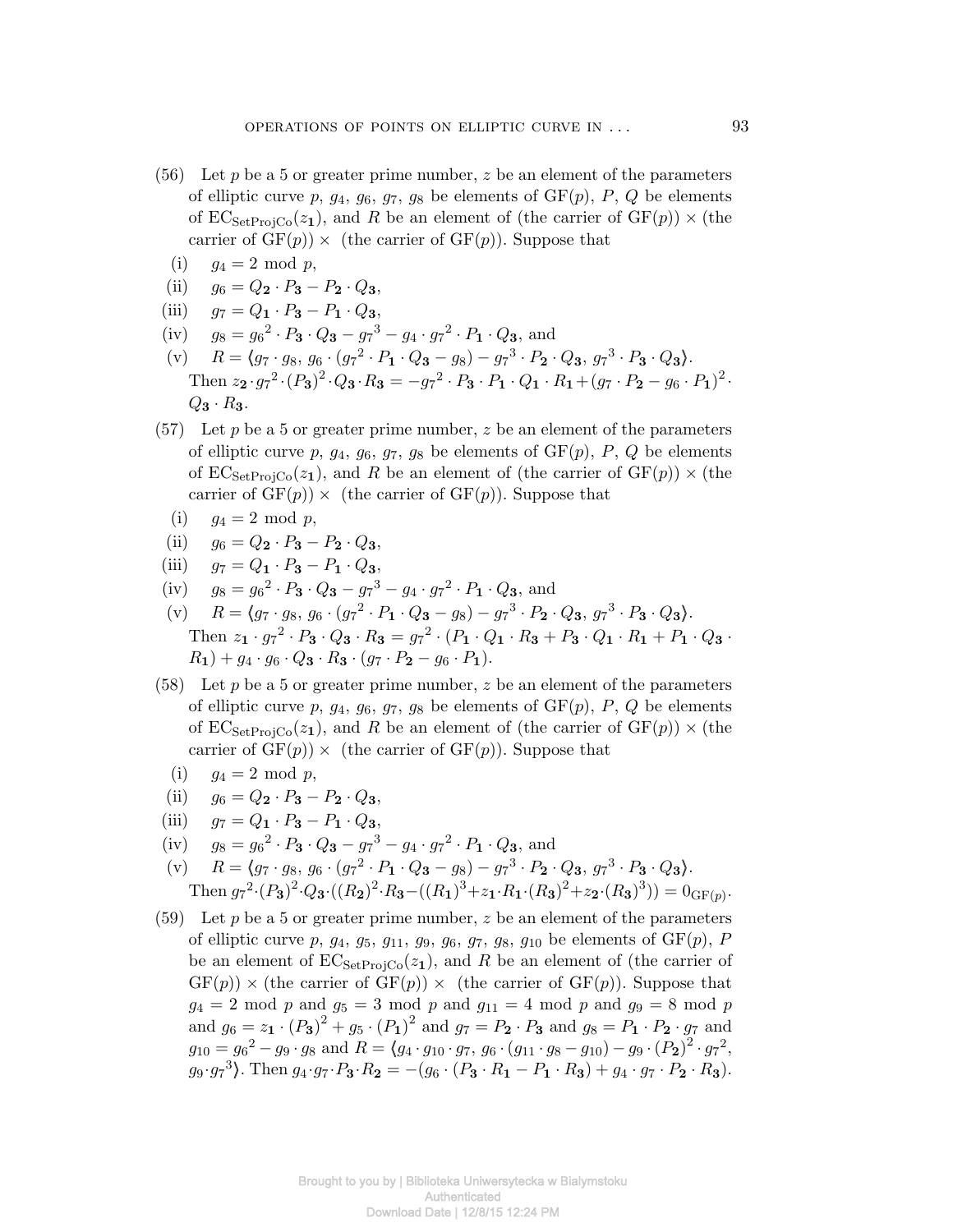(56) Let $p$ be a 5 or greater prime number, $z$ be an element of the parameters of elliptic curve $p$, $g_4$, $g_6$, $g_7$, $g_8$ be elements of $\mathrm{GF}(p)$, $P$, $Q$ be elements of $\mathrm{EC}_{\mathrm{SetProjCo}}(z_{\mathbf{1}})$, and $R$ be an element of (the carrier of $\mathrm{GF}(p)$) $\times$ (the carrier of $\mathrm{GF}(p)$) $\times$ (the carrier of $\mathrm{GF}(p)$). Suppose that

   (i) $g_4 = 2 \bmod p$,

   (ii) $g_6 = Q_{\mathbf{2}} \cdot P_{\mathbf{3}} - P_{\mathbf{2}} \cdot Q_{\mathbf{3}}$,

   (iii) $g_7 = Q_{\mathbf{1}} \cdot P_{\mathbf{3}} - P_{\mathbf{1}} \cdot Q_{\mathbf{3}}$,

   (iv) $g_8 = {g_6}^2 \cdot P_{\mathbf{3}} \cdot Q_{\mathbf{3}} - {g_7}^3 - g_4 \cdot {g_7}^2 \cdot P_{\mathbf{1}} \cdot Q_{\mathbf{3}}$, and

   (v) $R = \langle g_7 \cdot g_8,\ g_6 \cdot ({g_7}^2 \cdot P_{\mathbf{1}} \cdot Q_{\mathbf{3}} - g_8) - {g_7}^3 \cdot P_{\mathbf{2}} \cdot Q_{\mathbf{3}},\ {g_7}^3 \cdot P_{\mathbf{3}} \cdot Q_{\mathbf{3}} \rangle$.

   Then $z_{\mathbf{2}} \cdot {g_7}^2 \cdot (P_{\mathbf{3}})^2 \cdot Q_{\mathbf{3}} \cdot R_{\mathbf{3}} = -{g_7}^2 \cdot P_{\mathbf{3}} \cdot P_{\mathbf{1}} \cdot Q_{\mathbf{1}} \cdot R_{\mathbf{1}} + (g_7 \cdot P_{\mathbf{2}} - g_6 \cdot P_{\mathbf{1}})^2 \cdot Q_{\mathbf{3}} \cdot R_{\mathbf{3}}$.

(57) Let $p$ be a 5 or greater prime number, $z$ be an element of the parameters of elliptic curve $p$, $g_4$, $g_6$, $g_7$, $g_8$ be elements of $\mathrm{GF}(p)$, $P$, $Q$ be elements of $\mathrm{EC}_{\mathrm{SetProjCo}}(z_{\mathbf{1}})$, and $R$ be an element of (the carrier of $\mathrm{GF}(p)$) $\times$ (the carrier of $\mathrm{GF}(p)$) $\times$ (the carrier of $\mathrm{GF}(p)$). Suppose that

   (i) $g_4 = 2 \bmod p$,

   (ii) $g_6 = Q_{\mathbf{2}} \cdot P_{\mathbf{3}} - P_{\mathbf{2}} \cdot Q_{\mathbf{3}}$,

   (iii) $g_7 = Q_{\mathbf{1}} \cdot P_{\mathbf{3}} - P_{\mathbf{1}} \cdot Q_{\mathbf{3}}$,

   (iv) $g_8 = {g_6}^2 \cdot P_{\mathbf{3}} \cdot Q_{\mathbf{3}} - {g_7}^3 - g_4 \cdot {g_7}^2 \cdot P_{\mathbf{1}} \cdot Q_{\mathbf{3}}$, and

   (v) $R = \langle g_7 \cdot g_8,\ g_6 \cdot ({g_7}^2 \cdot P_{\mathbf{1}} \cdot Q_{\mathbf{3}} - g_8) - {g_7}^3 \cdot P_{\mathbf{2}} \cdot Q_{\mathbf{3}},\ {g_7}^3 \cdot P_{\mathbf{3}} \cdot Q_{\mathbf{3}} \rangle$.

   Then $z_{\mathbf{1}} \cdot {g_7}^2 \cdot P_{\mathbf{3}} \cdot Q_{\mathbf{3}} \cdot R_{\mathbf{3}} = {g_7}^2 \cdot (P_{\mathbf{1}} \cdot Q_{\mathbf{1}} \cdot R_{\mathbf{3}} + P_{\mathbf{3}} \cdot Q_{\mathbf{1}} \cdot R_{\mathbf{1}} + P_{\mathbf{1}} \cdot Q_{\mathbf{3}} \cdot R_{\mathbf{1}}) + g_4 \cdot g_6 \cdot Q_{\mathbf{3}} \cdot R_{\mathbf{3}} \cdot (g_7 \cdot P_{\mathbf{2}} - g_6 \cdot P_{\mathbf{1}})$.

(58) Let $p$ be a 5 or greater prime number, $z$ be an element of the parameters of elliptic curve $p$, $g_4$, $g_6$, $g_7$, $g_8$ be elements of $\mathrm{GF}(p)$, $P$, $Q$ be elements of $\mathrm{EC}_{\mathrm{SetProjCo}}(z_{\mathbf{1}})$, and $R$ be an element of (the carrier of $\mathrm{GF}(p)$) $\times$ (the carrier of $\mathrm{GF}(p)$) $\times$ (the carrier of $\mathrm{GF}(p)$). Suppose that

   (i) $g_4 = 2 \bmod p$,

   (ii) $g_6 = Q_{\mathbf{2}} \cdot P_{\mathbf{3}} - P_{\mathbf{2}} \cdot Q_{\mathbf{3}}$,

   (iii) $g_7 = Q_{\mathbf{1}} \cdot P_{\mathbf{3}} - P_{\mathbf{1}} \cdot Q_{\mathbf{3}}$,

   (iv) $g_8 = {g_6}^2 \cdot P_{\mathbf{3}} \cdot Q_{\mathbf{3}} - {g_7}^3 - g_4 \cdot {g_7}^2 \cdot P_{\mathbf{1}} \cdot Q_{\mathbf{3}}$, and

   (v) $R = \langle g_7 \cdot g_8,\ g_6 \cdot ({g_7}^2 \cdot P_{\mathbf{1}} \cdot Q_{\mathbf{3}} - g_8) - {g_7}^3 \cdot P_{\mathbf{2}} \cdot Q_{\mathbf{3}},\ {g_7}^3 \cdot P_{\mathbf{3}} \cdot Q_{\mathbf{3}} \rangle$.

   Then ${g_7}^2 \cdot (P_{\mathbf{3}})^2 \cdot Q_{\mathbf{3}} \cdot ((R_{\mathbf{2}})^2 \cdot R_{\mathbf{3}} - ((R_{\mathbf{1}})^3 + z_{\mathbf{1}} \cdot R_{\mathbf{1}} \cdot (R_{\mathbf{3}})^2 + z_{\mathbf{2}} \cdot (R_{\mathbf{3}})^3)) = 0_{\mathrm{GF}(p)}$.

(59) Let $p$ be a 5 or greater prime number, $z$ be an element of the parameters of elliptic curve $p$, $g_4$, $g_5$, $g_{11}$, $g_9$, $g_6$, $g_7$, $g_8$, $g_{10}$ be elements of $\mathrm{GF}(p)$, $P$ be an element of $\mathrm{EC}_{\mathrm{SetProjCo}}(z_{\mathbf{1}})$, and $R$ be an element of (the carrier of $\mathrm{GF}(p)$) $\times$ (the carrier of $\mathrm{GF}(p)$) $\times$ (the carrier of $\mathrm{GF}(p)$). Suppose that $g_4 = 2 \bmod p$ and $g_5 = 3 \bmod p$ and $g_{11} = 4 \bmod p$ and $g_9 = 8 \bmod p$ and $g_6 = z_{\mathbf{1}} \cdot (P_{\mathbf{3}})^2 + g_5 \cdot (P_{\mathbf{1}})^2$ and $g_7 = P_{\mathbf{2}} \cdot P_{\mathbf{3}}$ and $g_8 = P_{\mathbf{1}} \cdot P_{\mathbf{2}} \cdot g_7$ and $g_{10} = {g_6}^2 - g_9 \cdot g_8$ and $R = \langle g_4 \cdot g_{10} \cdot g_7,\ g_6 \cdot (g_{11} \cdot g_8 - g_{10}) - g_9 \cdot (P_{\mathbf{2}})^2 \cdot {g_7}^2,\ g_9 \cdot {g_7}^3 \rangle$. Then $g_4 \cdot g_7 \cdot P_{\mathbf{3}} \cdot R_{\mathbf{2}} = -(g_6 \cdot (P_{\mathbf{3}} \cdot R_{\mathbf{1}} - P_{\mathbf{1}} \cdot R_{\mathbf{3}}) + g_4 \cdot g_7 \cdot P_{\mathbf{2}} \cdot R_{\mathbf{3}})$.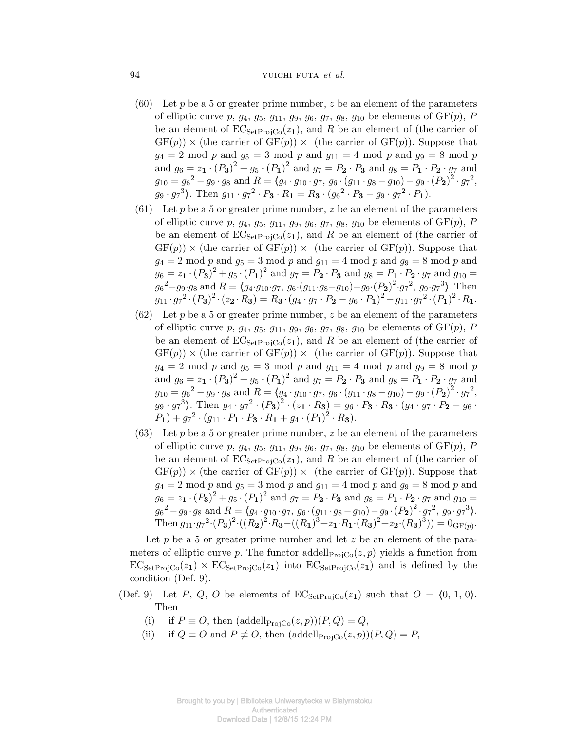(60) Let $p$ be a 5 or greater prime number, $z$ be an element of the parameters of elliptic curve $p$, $g_4$, $g_5$, $g_{11}$, $g_9$, $g_6$, $g_7$, $g_8$, $g_{10}$ be elements of $\mathrm{GF}(p)$, $P$ be an element of $\mathrm{EC}_{\mathrm{SetProjCo}}(z_{\mathbf{1}})$, and $R$ be an element of (the carrier of $\mathrm{GF}(p)$) $\times$ (the carrier of $\mathrm{GF}(p)$) $\times$ (the carrier of $\mathrm{GF}(p)$). Suppose that $g_4 = 2 \bmod p$ and $g_5 = 3 \bmod p$ and $g_{11} = 4 \bmod p$ and $g_9 = 8 \bmod p$ and $g_6 = z_{\mathbf{1}} \cdot (P_{\mathbf{3}})^2 + g_5 \cdot (P_{\mathbf{1}})^2$ and $g_7 = P_{\mathbf{2}} \cdot P_{\mathbf{3}}$ and $g_8 = P_{\mathbf{1}} \cdot P_{\mathbf{2}} \cdot g_7$ and $g_{10} = {g_6}^2 - g_9 \cdot g_8$ and $R = \langle g_4 \cdot g_{10} \cdot g_7,\ g_6 \cdot (g_{11} \cdot g_8 - g_{10}) - g_9 \cdot (P_{\mathbf{2}})^2 \cdot {g_7}^2,\ g_9 \cdot {g_7}^3 \rangle$. Then $g_{11} \cdot {g_7}^2 \cdot P_{\mathbf{3}} \cdot R_{\mathbf{1}} = R_{\mathbf{3}} \cdot ({g_6}^2 \cdot P_{\mathbf{3}} - g_9 \cdot {g_7}^2 \cdot P_{\mathbf{1}})$.

(61) Let $p$ be a 5 or greater prime number, $z$ be an element of the parameters of elliptic curve $p$, $g_4$, $g_5$, $g_{11}$, $g_9$, $g_6$, $g_7$, $g_8$, $g_{10}$ be elements of $\mathrm{GF}(p)$, $P$ be an element of $\mathrm{EC}_{\mathrm{SetProjCo}}(z_{\mathbf{1}})$, and $R$ be an element of (the carrier of $\mathrm{GF}(p)$) $\times$ (the carrier of $\mathrm{GF}(p)$) $\times$ (the carrier of $\mathrm{GF}(p)$). Suppose that $g_4 = 2 \bmod p$ and $g_5 = 3 \bmod p$ and $g_{11} = 4 \bmod p$ and $g_9 = 8 \bmod p$ and $g_6 = z_{\mathbf{1}} \cdot (P_{\mathbf{3}})^2 + g_5 \cdot (P_{\mathbf{1}})^2$ and $g_7 = P_{\mathbf{2}} \cdot P_{\mathbf{3}}$ and $g_8 = P_{\mathbf{1}} \cdot P_{\mathbf{2}} \cdot g_7$ and $g_{10} = {g_6}^2 - g_9 \cdot g_8$ and $R = \langle g_4 \cdot g_{10} \cdot g_7,\ g_6 \cdot (g_{11} \cdot g_8 - g_{10}) - g_9 \cdot (P_{\mathbf{2}})^2 \cdot {g_7}^2,\ g_9 \cdot {g_7}^3 \rangle$. Then $g_{11} \cdot {g_7}^2 \cdot (P_{\mathbf{3}})^2 \cdot (z_{\mathbf{2}} \cdot R_{\mathbf{3}}) = R_{\mathbf{3}} \cdot (g_4 \cdot g_7 \cdot P_{\mathbf{2}} - g_6 \cdot P_{\mathbf{1}})^2 - g_{11} \cdot {g_7}^2 \cdot (P_{\mathbf{1}})^2 \cdot R_{\mathbf{1}}$.

(62) Let $p$ be a 5 or greater prime number, $z$ be an element of the parameters of elliptic curve $p$, $g_4$, $g_5$, $g_{11}$, $g_9$, $g_6$, $g_7$, $g_8$, $g_{10}$ be elements of $\mathrm{GF}(p)$, $P$ be an element of $\mathrm{EC}_{\mathrm{SetProjCo}}(z_{\mathbf{1}})$, and $R$ be an element of (the carrier of $\mathrm{GF}(p)$) $\times$ (the carrier of $\mathrm{GF}(p)$) $\times$ (the carrier of $\mathrm{GF}(p)$). Suppose that $g_4 = 2 \bmod p$ and $g_5 = 3 \bmod p$ and $g_{11} = 4 \bmod p$ and $g_9 = 8 \bmod p$ and $g_6 = z_{\mathbf{1}} \cdot (P_{\mathbf{3}})^2 + g_5 \cdot (P_{\mathbf{1}})^2$ and $g_7 = P_{\mathbf{2}} \cdot P_{\mathbf{3}}$ and $g_8 = P_{\mathbf{1}} \cdot P_{\mathbf{2}} \cdot g_7$ and $g_{10} = {g_6}^2 - g_9 \cdot g_8$ and $R = \langle g_4 \cdot g_{10} \cdot g_7,\ g_6 \cdot (g_{11} \cdot g_8 - g_{10}) - g_9 \cdot (P_{\mathbf{2}})^2 \cdot {g_7}^2,\ g_9 \cdot {g_7}^3 \rangle$. Then $g_4 \cdot {g_7}^2 \cdot (P_{\mathbf{3}})^2 \cdot (z_{\mathbf{1}} \cdot R_{\mathbf{3}}) = g_6 \cdot P_{\mathbf{3}} \cdot R_{\mathbf{3}} \cdot (g_4 \cdot g_7 \cdot P_{\mathbf{2}} - g_6 \cdot P_{\mathbf{1}}) + {g_7}^2 \cdot (g_{11} \cdot P_{\mathbf{1}} \cdot P_{\mathbf{3}} \cdot R_{\mathbf{1}} + g_4 \cdot (P_{\mathbf{1}})^2 \cdot R_{\mathbf{3}})$.

(63) Let $p$ be a 5 or greater prime number, $z$ be an element of the parameters of elliptic curve $p$, $g_4$, $g_5$, $g_{11}$, $g_9$, $g_6$, $g_7$, $g_8$, $g_{10}$ be elements of $\mathrm{GF}(p)$, $P$ be an element of $\mathrm{EC}_{\mathrm{SetProjCo}}(z_{\mathbf{1}})$, and $R$ be an element of (the carrier of $\mathrm{GF}(p)$) $\times$ (the carrier of $\mathrm{GF}(p)$) $\times$ (the carrier of $\mathrm{GF}(p)$). Suppose that $g_4 = 2 \bmod p$ and $g_5 = 3 \bmod p$ and $g_{11} = 4 \bmod p$ and $g_9 = 8 \bmod p$ and $g_6 = z_{\mathbf{1}} \cdot (P_{\mathbf{3}})^2 + g_5 \cdot (P_{\mathbf{1}})^2$ and $g_7 = P_{\mathbf{2}} \cdot P_{\mathbf{3}}$ and $g_8 = P_{\mathbf{1}} \cdot P_{\mathbf{2}} \cdot g_7$ and $g_{10} = {g_6}^2 - g_9 \cdot g_8$ and $R = \langle g_4 \cdot g_{10} \cdot g_7,\ g_6 \cdot (g_{11} \cdot g_8 - g_{10}) - g_9 \cdot (P_{\mathbf{2}})^2 \cdot {g_7}^2,\ g_9 \cdot {g_7}^3 \rangle$. Then $g_{11} \cdot {g_7}^2 \cdot (P_{\mathbf{3}})^2 \cdot ((R_{\mathbf{2}})^2 \cdot R_{\mathbf{3}} - ((R_{\mathbf{1}})^3 + z_{\mathbf{1}} \cdot R_{\mathbf{1}} \cdot (R_{\mathbf{3}})^2 + z_{\mathbf{2}} \cdot (R_{\mathbf{3}})^3)) = 0_{\mathrm{GF}(p)}$.

Let $p$ be a 5 or greater prime number and let $z$ be an element of the parameters of elliptic curve $p$. The functor $\mathrm{addell}_{\mathrm{ProjCo}}(z, p)$ yields a function from $\mathrm{EC}_{\mathrm{SetProjCo}}(z_{\mathbf{1}}) \times \mathrm{EC}_{\mathrm{SetProjCo}}(z_{\mathbf{1}})$ into $\mathrm{EC}_{\mathrm{SetProjCo}}(z_{\mathbf{1}})$ and is defined by the condition (Def. 9).

(Def. 9) Let $P$, $Q$, $O$ be elements of $\mathrm{EC}_{\mathrm{SetProjCo}}(z_{\mathbf{1}})$ such that $O = \langle 0, 1, 0 \rangle$. Then

(i) if $P \equiv O$, then $(\mathrm{addell}_{\mathrm{ProjCo}}(z, p))(P, Q) = Q$,

(ii) if $Q \equiv O$ and $P \not\equiv O$, then $(\mathrm{addell}_{\mathrm{ProjCo}}(z, p))(P, Q) = P$,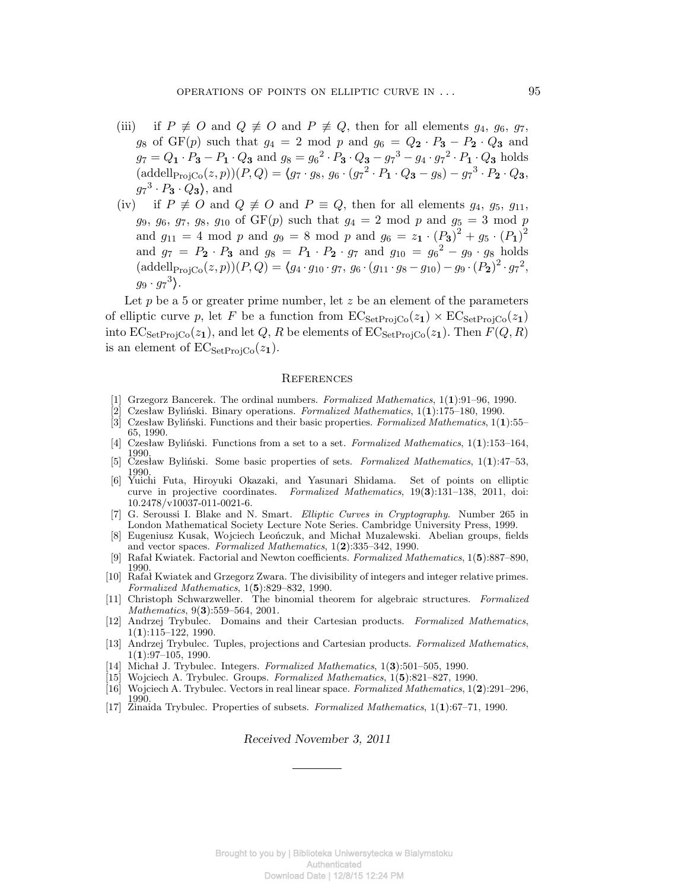(iii) if $P \not\equiv O$ and $Q \not\equiv O$ and $P \not\equiv Q$, then for all elements $g_4$, $g_6$, $g_7$, $g_8$ of $\mathrm{GF}(p)$ such that $g_4 = 2 \bmod p$ and $g_6 = Q_{\mathbf{2}} \cdot P_{\mathbf{3}} - P_{\mathbf{2}} \cdot Q_{\mathbf{3}}$ and $g_7 = Q_{\mathbf{1}} \cdot P_{\mathbf{3}} - P_{\mathbf{1}} \cdot Q_{\mathbf{3}}$ and $g_8 = {g_6}^2 \cdot P_{\mathbf{3}} \cdot Q_{\mathbf{3}} - {g_7}^3 - g_4 \cdot {g_7}^2 \cdot P_{\mathbf{1}} \cdot Q_{\mathbf{3}}$ holds $(\mathrm{addell}_{\mathrm{ProjCo}}(z, p))(P, Q) = \langle g_7 \cdot g_8,\ g_6 \cdot ({g_7}^2 \cdot P_{\mathbf{1}} \cdot Q_{\mathbf{3}} - g_8) - {g_7}^3 \cdot P_{\mathbf{2}} \cdot Q_{\mathbf{3}},\ {g_7}^3 \cdot P_{\mathbf{3}} \cdot Q_{\mathbf{3}} \rangle$, and

(iv) if $P \not\equiv O$ and $Q \not\equiv O$ and $P \equiv Q$, then for all elements $g_4$, $g_5$, $g_{11}$, $g_9$, $g_6$, $g_7$, $g_8$, $g_{10}$ of $\mathrm{GF}(p)$ such that $g_4 = 2 \bmod p$ and $g_5 = 3 \bmod p$ and $g_{11} = 4 \bmod p$ and $g_9 = 8 \bmod p$ and $g_6 = z_{\mathbf{1}} \cdot (P_{\mathbf{3}})^2 + g_5 \cdot (P_{\mathbf{1}})^2$ and $g_7 = P_{\mathbf{2}} \cdot P_{\mathbf{3}}$ and $g_8 = P_{\mathbf{1}} \cdot P_{\mathbf{2}} \cdot g_7$ and $g_{10} = {g_6}^2 - g_9 \cdot g_8$ holds $(\mathrm{addell}_{\mathrm{ProjCo}}(z, p))(P, Q) = \langle g_4 \cdot g_{10} \cdot g_7,\ g_6 \cdot (g_{11} \cdot g_8 - g_{10}) - g_9 \cdot (P_{\mathbf{2}})^2 \cdot {g_7}^2,\ g_9 \cdot {g_7}^3 \rangle$.

Let $p$ be a 5 or greater prime number, let $z$ be an element of the parameters of elliptic curve $p$, let $F$ be a function from $\mathrm{EC}_{\mathrm{SetProjCo}}(z_{\mathbf{1}}) \times \mathrm{EC}_{\mathrm{SetProjCo}}(z_{\mathbf{1}})$ into $\mathrm{EC}_{\mathrm{SetProjCo}}(z_{\mathbf{1}})$, and let $Q$, $R$ be elements of $\mathrm{EC}_{\mathrm{SetProjCo}}(z_{\mathbf{1}})$. Then $F(Q, R)$ is an element of $\mathrm{EC}_{\mathrm{SetProjCo}}(z_{\mathbf{1}})$.

## References

[1] Grzegorz Bancerek. The ordinal numbers. *Formalized Mathematics*, 1(**1**):91–96, 1990.

[2] Czesław Byliński. Binary operations. *Formalized Mathematics*, 1(**1**):175–180, 1990.

[3] Czesław Byliński. Functions and their basic properties. *Formalized Mathematics*, 1(**1**):55–65, 1990.

[4] Czesław Byliński. Functions from a set to a set. *Formalized Mathematics*, 1(**1**):153–164, 1990.

[5] Czesław Byliński. Some basic properties of sets. *Formalized Mathematics*, 1(**1**):47–53, 1990.

[6] Yuichi Futa, Hiroyuki Okazaki, and Yasunari Shidama. Set of points on elliptic curve in projective coordinates. *Formalized Mathematics*, 19(**3**):131–138, 2011, doi: 10.2478/v10037-011-0021-6.

[7] G. Seroussi I. Blake and N. Smart. *Elliptic Curves in Cryptography*. Number 265 in London Mathematical Society Lecture Note Series. Cambridge University Press, 1999.

[8] Eugeniusz Kusak, Wojciech Leończuk, and Michał Muzalewski. Abelian groups, fields and vector spaces. *Formalized Mathematics*, 1(**2**):335–342, 1990.

[9] Rafał Kwiatek. Factorial and Newton coefficients. *Formalized Mathematics*, 1(**5**):887–890, 1990.

[10] Rafał Kwiatek and Grzegorz Zwara. The divisibility of integers and integer relative primes. *Formalized Mathematics*, 1(**5**):829–832, 1990.

[11] Christoph Schwarzweller. The binomial theorem for algebraic structures. *Formalized Mathematics*, 9(**3**):559–564, 2001.

[12] Andrzej Trybulec. Domains and their Cartesian products. *Formalized Mathematics*, 1(**1**):115–122, 1990.

[13] Andrzej Trybulec. Tuples, projections and Cartesian products. *Formalized Mathematics*, 1(**1**):97–105, 1990.

[14] Michał J. Trybulec. Integers. *Formalized Mathematics*, 1(**3**):501–505, 1990.

[15] Wojciech A. Trybulec. Groups. *Formalized Mathematics*, 1(**5**):821–827, 1990.

[16] Wojciech A. Trybulec. Vectors in real linear space. *Formalized Mathematics*, 1(**2**):291–296, 1990.

[17] Zinaida Trybulec. Properties of subsets. *Formalized Mathematics*, 1(**1**):67–71, 1990.

*Received November 3, 2011*